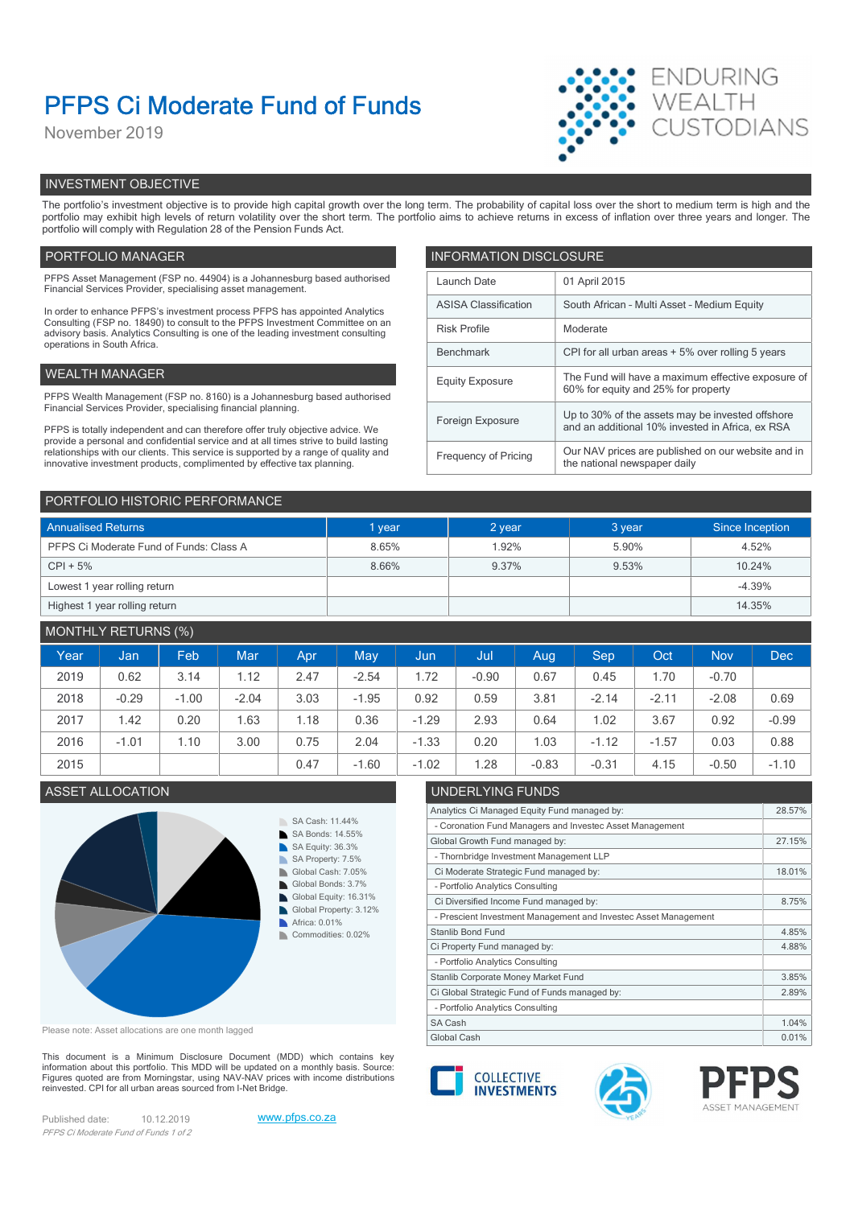# PFPS Ci Moderate Fund of Funds

November 2019

ENDURING WEALTH CUSTODIANS

## INVESTMENT OBJECTIVE

The portfolio's investment objective is to provide high capital growth over the long term. The probability of capital loss over the short to medium term is high and the portfolio may exhibit high levels of return volatility over the short term. The portfolio aims to achieve returns in excess of inflation over three years and longer. The portfolio will comply with Regulation 28 of the Pension Funds Act.

## PORTFOLIO MANAGER

PFPS Asset Management (FSP no. 44904) is a Johannesburg based authorised Financial Services Provider, specialising asset management.

In order to enhance PFPS's investment process PFPS has appointed Analytics Consulting (FSP no. 18490) to consult to the PFPS Investment Committee on an advisory basis. Analytics Consulting is one of the leading investment consulting operations in South Africa.

## WEALTH MANAGER

PFPS Wealth Management (FSP no. 8160) is a Johannesburg based authorised Financial Services Provider, specialising financial planning.

PFPS is totally independent and can therefore offer truly objective advice. We provide a personal and confidential service and at all times strive to build lasting relationships with our clients. This service is supported by a range of quality and innovative investment products, complimented by effective tax planning.

## INFORMATION DISCLOSURE

| | |
|---|---|
| Launch Date | 01 April 2015 |
| ASISA Classification | South African - Multi Asset - Medium Equity |
| Risk Profile | Moderate |
| Benchmark | CPI for all urban areas + 5% over rolling 5 years |
| Equity Exposure | The Fund will have a maximum effective exposure of 60% for equity and 25% for property |
| Foreign Exposure | Up to 30% of the assets may be invested offshore and an additional 10% invested in Africa, ex RSA |
| Frequency of Pricing | Our NAV prices are published on our website and in the national newspaper daily |

## PORTFOLIO HISTORIC PERFORMANCE

| Annualised Returns | 1 year | 2 year | 3 year | Since Inception |
|---|---|---|---|---|
| PFPS Ci Moderate Fund of Funds: Class A | 8.65% | 1.92% | 5.90% | 4.52% |
| CPI + 5% | 8.66% | 9.37% | 9.53% | 10.24% |
| Lowest 1 year rolling return | | | | -4.39% |
| Highest 1 year rolling return | | | | 14.35% |

## MONTHLY RETURNS (%)

| Year | Jan | Feb | Mar | Apr | May | Jun | Jul | Aug | Sep | Oct | Nov | Dec |
|---|---|---|---|---|---|---|---|---|---|---|---|---|
| 2019 | 0.62 | 3.14 | 1.12 | 2.47 | -2.54 | 1.72 | -0.90 | 0.67 | 0.45 | 1.70 | -0.70 | |
| 2018 | -0.29 | -1.00 | -2.04 | 3.03 | -1.95 | 0.92 | 0.59 | 3.81 | -2.14 | -2.11 | -2.08 | 0.69 |
| 2017 | 1.42 | 0.20 | 1.63 | 1.18 | 0.36 | -1.29 | 2.93 | 0.64 | 1.02 | 3.67 | 0.92 | -0.99 |
| 2016 | -1.01 | 1.10 | 3.00 | 0.75 | 2.04 | -1.33 | 0.20 | 1.03 | -1.12 | -1.57 | 0.03 | 0.88 |
| 2015 | | | | 0.47 | -1.60 | -1.02 | 1.28 | -0.83 | -0.31 | 4.15 | -0.50 | -1.10 |

## ASSET ALLOCATION

- SA Cash: 11.44%
- SA Bonds: 14.55%
- SA Equity: 36.3%
- SA Property: 7.5%
- Global Cash: 7.05%
- Global Bonds: 3.7%
- Global Equity: 16.31%
- Global Property: 3.12%
- Africa: 0.01%
- Commodities: 0.02%

Please note: Asset allocations are one month lagged

## UNDERLYING FUNDS

| | |
|---|---|
| Analytics Ci Managed Equity Fund managed by: | 28.57% |
| - Coronation Fund Managers and Investec Asset Management | |
| Global Growth Fund managed by: | 27.15% |
| - Thornbridge Investment Management LLP | |
| Ci Moderate Strategic Fund managed by: | 18.01% |
| - Portfolio Analytics Consulting | |
| Ci Diversified Income Fund managed by: | 8.75% |
| - Prescient Investment Management and Investec Asset Management | |
| Stanlib Bond Fund | 4.85% |
| Ci Property Fund managed by: | 4.88% |
| - Portfolio Analytics Consulting | |
| Stanlib Corporate Money Market Fund | 3.85% |
| Ci Global Strategic Fund of Funds managed by: | 2.89% |
| - Portfolio Analytics Consulting | |
| SA Cash | 1.04% |
| Global Cash | 0.01% |

This document is a Minimum Disclosure Document (MDD) which contains key information about this portfolio. This MDD will be updated on a monthly basis. Source: Figures quoted are from Morningstar, using NAV-NAV prices with income distributions reinvested. CPI for all urban areas sourced from I-Net Bridge.

Published date: 10.12.2019

www.pfps.co.za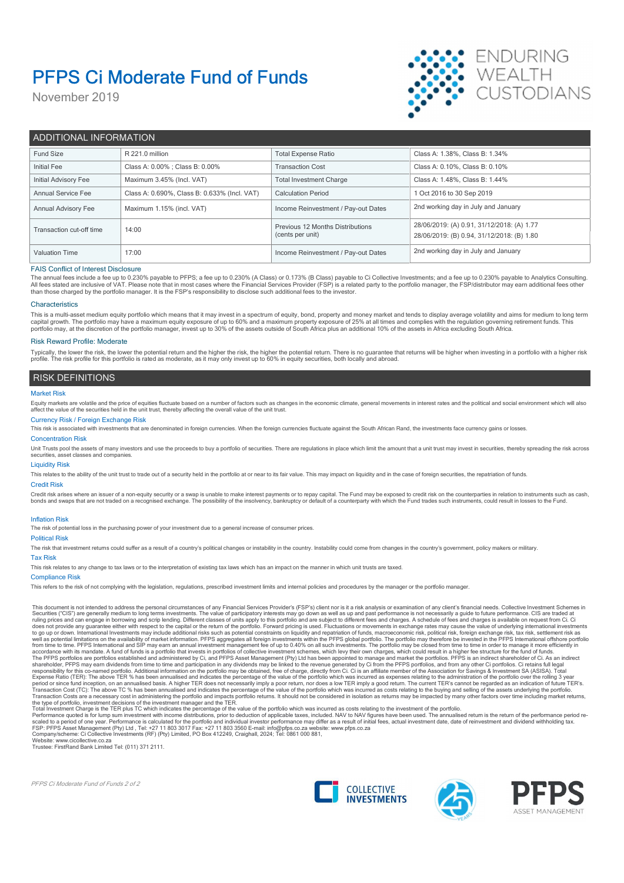# PFPS Ci Moderate Fund of Funds

November 2019

ENDURING WEALTH CUSTODIANS

## ADDITIONAL INFORMATION

| | | | |
|---|---|---|---|
| Fund Size | R 221.0 million | Total Expense Ratio | Class A: 1.38%, Class B: 1.34% |
| Initial Fee | Class A: 0.00% ; Class B: 0.00% | Transaction Cost | Class A: 0.10%, Class B: 0.10% |
| Initial Advisory Fee | Maximum 3.45% (Incl. VAT) | Total Investment Charge | Class A: 1.48%, Class B: 1.44% |
| Annual Service Fee | Class A: 0.690%, Class B: 0.633% (Incl. VAT) | Calculation Period | 1 Oct 2016 to 30 Sep 2019 |
| Annual Advisory Fee | Maximum 1.15% (incl. VAT) | Income Reinvestment / Pay-out Dates | 2nd working day in July and January |
| Transaction cut-off time | 14:00 | Previous 12 Months Distributions (cents per unit) | 28/06/2019: (A) 0.91, 31/12/2018: (A) 1.77<br>28/06/2019: (B) 0.94, 31/12/2018: (B) 1.80 |
| Valuation Time | 17:00 | Income Reinvestment / Pay-out Dates | 2nd working day in July and January |

### FAIS Conflict of Interest Disclosure

The annual fees include a fee up to 0.230% payable to PFPS; a fee up to 0.230% (A Class) or 0.173% (B Class) payable to Ci Collective Investments; and a fee up to 0.230% payable to Analytics Consulting. All fees stated are inclusive of VAT. Please note that in most cases where the Financial Services Provider (FSP) is a related party to the portfolio manager, the FSP/distributor may earn additional fees other than those charged by the portfolio manager. It is the FSP's responsibility to disclose such additional fees to the investor.

### Characteristics

This is a multi-asset medium equity portfolio which means that it may invest in a spectrum of equity, bond, property and money market and tends to display average volatility and aims for medium to long term capital growth. The portfolio may have a maximum equity exposure of up to 60% and a maximum property exposure of 25% at all times and complies with the regulation governing retirement funds. This portfolio may, at the discretion of the portfolio manager, invest up to 30% of the assets outside of South Africa plus an additional 10% of the assets in Africa excluding South Africa.

### Risk Reward Profile: Moderate

Typically, the lower the risk, the lower the potential return and the higher the risk, the higher the potential return. There is no guarantee that returns will be higher when investing in a portfolio with a higher risk profile. The risk profile for this portfolio is rated as moderate, as it may only invest up to 60% in equity securities, both locally and abroad.

## RISK DEFINITIONS

### Market Risk

Equity markets are volatile and the price of equities fluctuate based on a number of factors such as changes in the economic climate, general movements in interest rates and the political and social environment which will also affect the value of the securities held in the unit trust, thereby affecting the overall value of the unit trust.

### Currency Risk / Foreign Exchange Risk

This risk is associated with investments that are denominated in foreign currencies. When the foreign currencies fluctuate against the South African Rand, the investments face currency gains or losses.

### Concentration Risk

Unit Trusts pool the assets of many investors and use the proceeds to buy a portfolio of securities. There are regulations in place which limit the amount that a unit trust may invest in securities, thereby spreading the risk across securities, asset classes and companies.

### Liquidity Risk

This relates to the ability of the unit trust to trade out of a security held in the portfolio at or near to its fair value. This may impact on liquidity and in the case of foreign securities, the repatriation of funds.

### Credit Risk

Credit risk arises where an issuer of a non-equity security or a swap is unable to make interest payments or to repay capital. The Fund may be exposed to credit risk on the counterparties in relation to instruments such as cash, bonds and swaps that are not traded on a recognised exchange. The possibility of the insolvency, bankruptcy or default of a counterparty with which the Fund trades such instruments, could result in losses to the Fund.

### Inflation Risk

The risk of potential loss in the purchasing power of your investment due to a general increase of consumer prices.

### Political Risk

The risk that investment returns could suffer as a result of a country's political changes or instability in the country. Instability could come from changes in the country's government, policy makers or military.

### Tax Risk

This risk relates to any change to tax laws or to the interpretation of existing tax laws which has an impact on the manner in which unit trusts are taxed.

### Compliance Risk

This refers to the risk of not complying with the legislation, regulations, prescribed investment limits and internal policies and procedures by the manager or the portfolio manager.

This document is not intended to address the personal circumstances of any Financial Services Provider's (FSP's) client nor is it a risk analysis or examination of any client's financial needs. Collective Investment Schemes in Securities ("CIS") are generally medium to long terms investments. The value of participatory interests may go down as well as up and past performance is not necessarily a guide to future performance. CIS are traded at ruling prices and can engage in borrowing and scrip lending. Different classes of units apply to this portfolio and are subject to different fees and charges. A schedule of fees and charges is available on request from Ci. Ci does not provide any guarantee either with respect to the capital or the return of the portfolio. Forward pricing is used. Fluctuations or movements in exchange rates may cause the value of underlying international investments to go up or down. International Investments may include additional risks such as potential constraints on liquidity and repatriation of funds, macroeconomic risk, political risk, foreign exchange risk, tax risk, settlement risk as well as potential limitations on the availability of market information. PFPS aggregates all foreign investments within the PFPS global portfolio. The portfolio may therefore be invested in the PFPS International offshore portfolio from time to time. PFPS International and SIP may earn an annual investment management fee of up to 0.40% on all such investments. The portfolio may be closed from time to time in order to manage it more efficiently in accordance with its mandate. A fund of funds is a portfolio that invests in portfolios of collective investment schemes, which levy their own charges, which could result in a higher fee structure for the fund of funds.
The PFPS portfolios are portfolios established and administered by Ci, and PFPS Asset Management (Pty) Ltd has been appointed to manage and market the portfolios. PFPS is an indirect shareholder of Ci. As an indirect shareholder, PFPS may earn dividends from time to time and participation in any dividends may be linked to the revenue generated by Ci from the PFPS portfolios, and from any other Ci portfolios. Ci retains full legal responsibility for this co-named portfolio. Additional information on the portfolio may be obtained, free of charge, directly from Ci. Ci is an affiliate member of the Association for Savings & Investment SA (ASISA). Total Expense Ratio (TER): The above TER % has been annualised and indicates the percentage of the value of the portfolio which was incurred as expenses relating to the administration of the portfolio over the rolling 3 year period or since fund inception, on an annualised basis. A higher TER does not necessarily imply a poor return, nor does a low TER imply a good return. The current TER's cannot be regarded as an indication of future TER's. Transaction Cost (TC): The above TC % has been annualised and indicates the percentage of the value of the portfolio which was incurred as costs relating to the buying and selling of the assets underlying the portfolio. Transaction Costs are a necessary cost in administering the portfolio and impacts portfolio returns. It should not be considered in isolation as returns may be impacted by many other factors over time including market returns, the type of portfolio, investment decisions of the investment manager and the TER.
Total Investment Charge is the TER plus TC which indicates the percentage of the value of the portfolio which was incurred as costs relating to the investment of the portfolio.
Performance quoted is for lump sum investment with income distributions, prior to deduction of applicable taxes, included. NAV to NAV figures have been used. The annualised return is the return of the performance period re-scaled to a period of one year. Performance is calculated for the portfolio and individual investor performance may differ as a result of initial fees, actual investment date, date of reinvestment and dividend withholding tax.
FSP: PFPS Asset Management (Pty) Ltd , Tel: +27 11 803 3017 Fax: +27 11 803 3560 E-mail: info@pfps.co.za website: www.pfps.co.za
Company/scheme: Ci Collective Investments (RF) (Pty) Limited, PO Box 412249, Craighall, 2024; Tel: 0861 000 881,
Website: www.cicollective.co.za
Trustee: FirstRand Bank Limited Tel: (011) 371 2111.

COLLECTIVE INVESTMENTS

PFPS ASSET MANAGEMENT